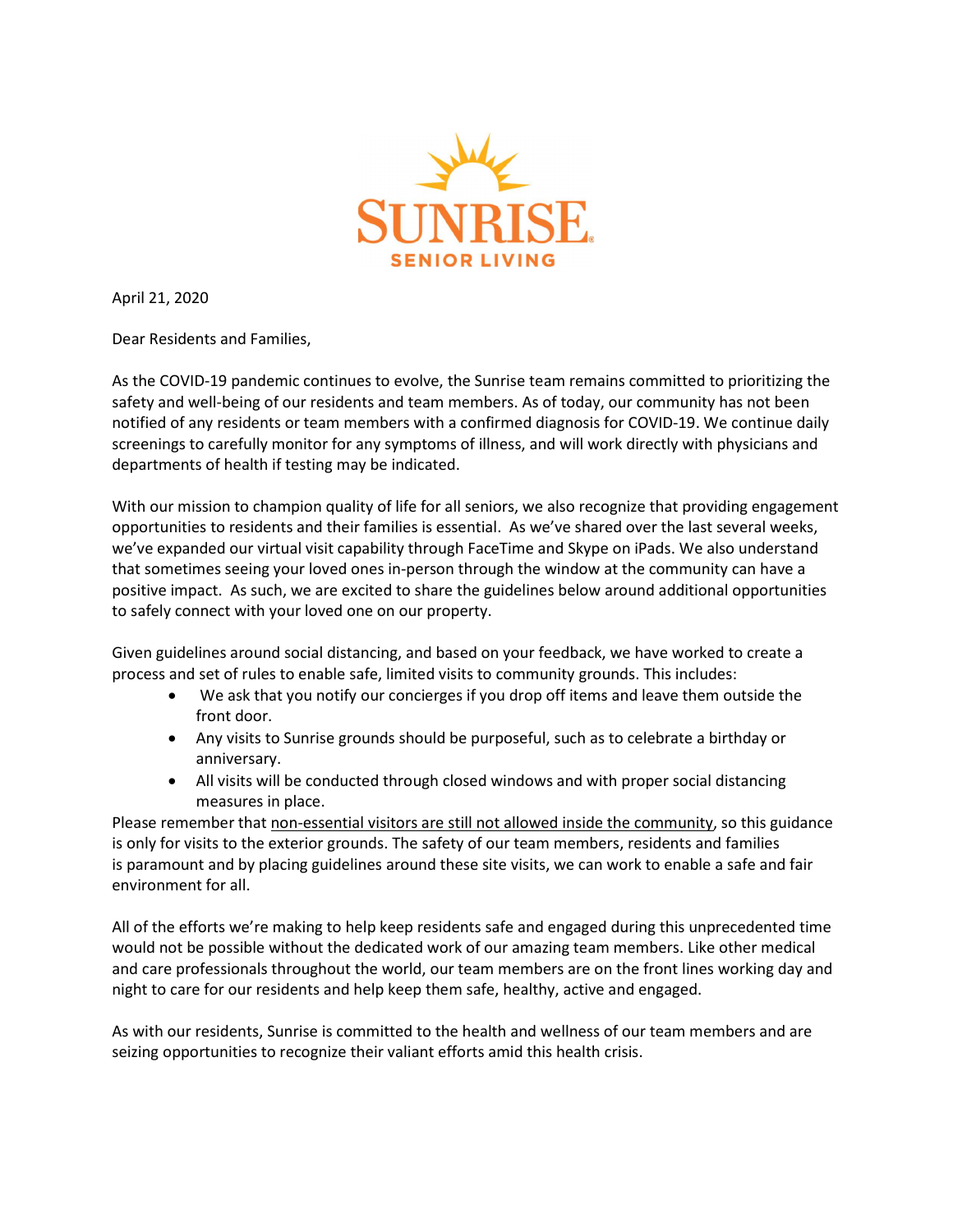SUNRISE
SENIOR LIVING

April 21, 2020

Dear Residents and Families,

As the COVID-19 pandemic continues to evolve, the Sunrise team remains committed to prioritizing the safety and well-being of our residents and team members. As of today, our community has not been notified of any residents or team members with a confirmed diagnosis for COVID-19. We continue daily screenings to carefully monitor for any symptoms of illness, and will work directly with physicians and departments of health if testing may be indicated.

With our mission to champion quality of life for all seniors, we also recognize that providing engagement opportunities to residents and their families is essential. As we've shared over the last several weeks, we've expanded our virtual visit capability through FaceTime and Skype on iPads. We also understand that sometimes seeing your loved ones in-person through the window at the community can have a positive impact. As such, we are excited to share the guidelines below around additional opportunities to safely connect with your loved one on our property.

Given guidelines around social distancing, and based on your feedback, we have worked to create a process and set of rules to enable safe, limited visits to community grounds. This includes:

- We ask that you notify our concierges if you drop off items and leave them outside the front door.
- Any visits to Sunrise grounds should be purposeful, such as to celebrate a birthday or anniversary.
- All visits will be conducted through closed windows and with proper social distancing measures in place.

Please remember that <u>non-essential visitors are still not allowed inside the community</u>, so this guidance is only for visits to the exterior grounds. The safety of our team members, residents and families is paramount and by placing guidelines around these site visits, we can work to enable a safe and fair environment for all.

All of the efforts we're making to help keep residents safe and engaged during this unprecedented time would not be possible without the dedicated work of our amazing team members. Like other medical and care professionals throughout the world, our team members are on the front lines working day and night to care for our residents and help keep them safe, healthy, active and engaged.

As with our residents, Sunrise is committed to the health and wellness of our team members and are seizing opportunities to recognize their valiant efforts amid this health crisis.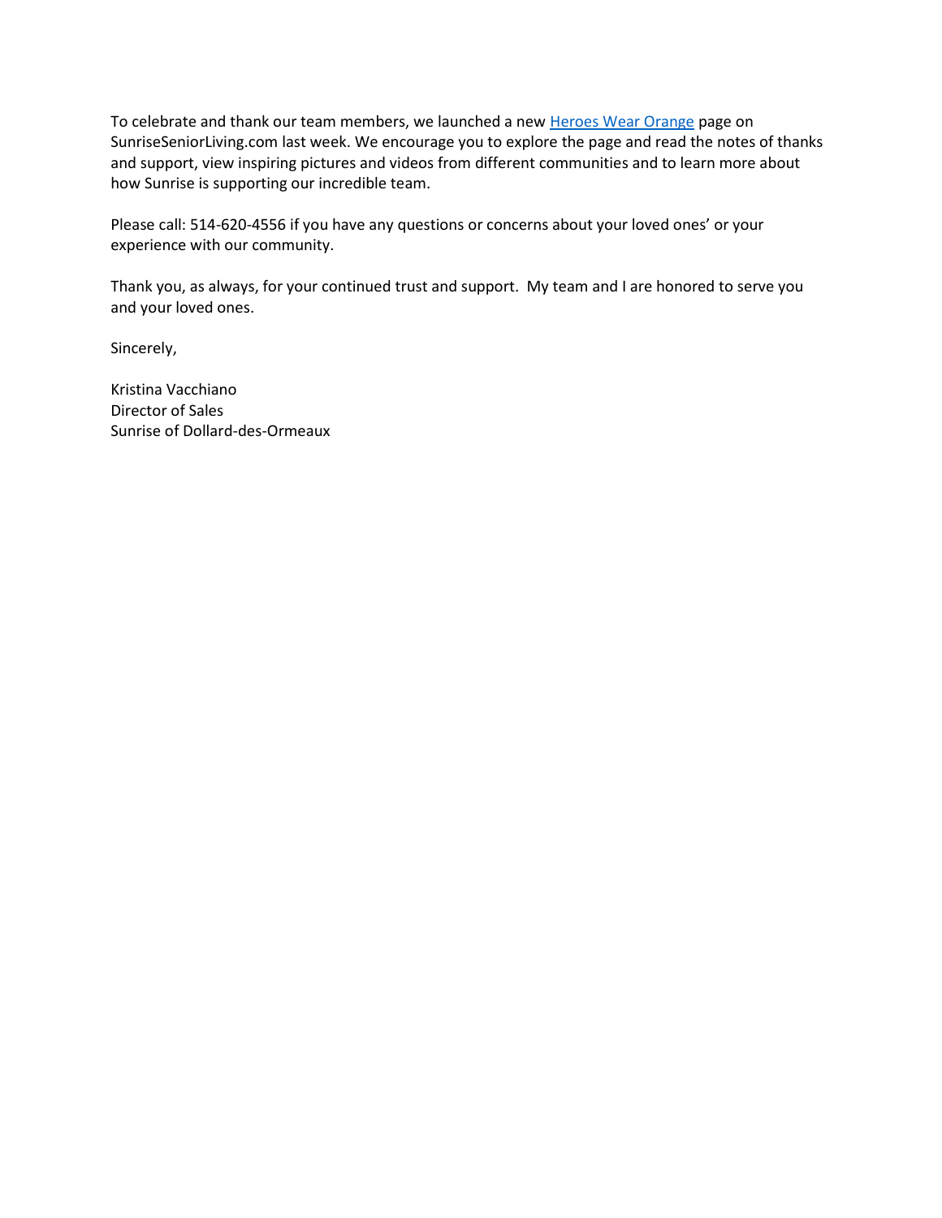To celebrate and thank our team members, we launched a new Heroes Wear Orange page on SunriseSeniorLiving.com last week. We encourage you to explore the page and read the notes of thanks and support, view inspiring pictures and videos from different communities and to learn more about how Sunrise is supporting our incredible team.

Please call: 514-620-4556 if you have any questions or concerns about your loved ones' or your experience with our community.

Thank you, as always, for your continued trust and support. My team and I are honored to serve you and your loved ones.

Sincerely,

Kristina Vacchiano
Director of Sales
Sunrise of Dollard-des-Ormeaux